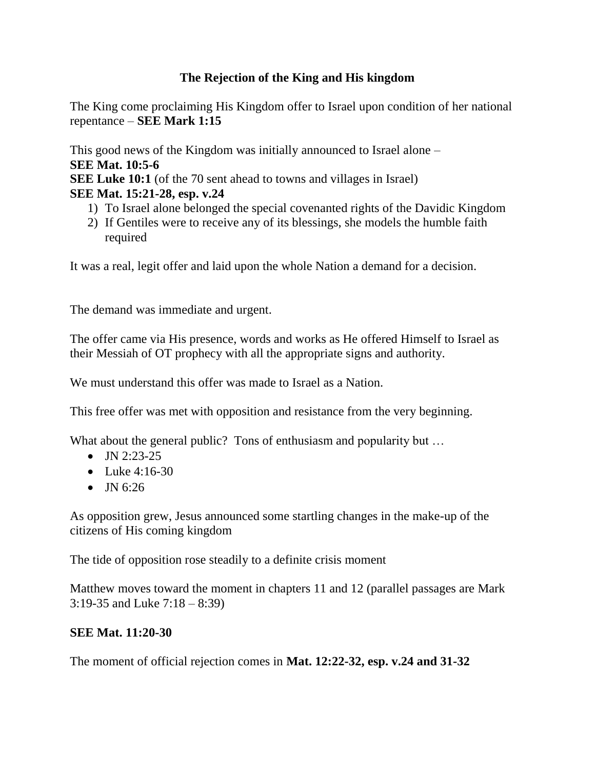# The Rejection of the King and His kingdom

The King come proclaiming His Kingdom offer to Israel upon condition of her national repentance – **SEE Mark 1:15**

This good news of the Kingdom was initially announced to Israel alone –
**SEE Mat. 10:5-6**
**SEE Luke 10:1** (of the 70 sent ahead to towns and villages in Israel)
**SEE Mat. 15:21-28, esp. v.24**

1) To Israel alone belonged the special covenanted rights of the Davidic Kingdom
2) If Gentiles were to receive any of its blessings, she models the humble faith required

It was a real, legit offer and laid upon the whole Nation a demand for a decision.

The demand was immediate and urgent.

The offer came via His presence, words and works as He offered Himself to Israel as their Messiah of OT prophecy with all the appropriate signs and authority.

We must understand this offer was made to Israel as a Nation.

This free offer was met with opposition and resistance from the very beginning.

What about the general public? Tons of enthusiasm and popularity but …

- JN 2:23-25
- Luke 4:16-30
- JN 6:26

As opposition grew, Jesus announced some startling changes in the make-up of the citizens of His coming kingdom

The tide of opposition rose steadily to a definite crisis moment

Matthew moves toward the moment in chapters 11 and 12 (parallel passages are Mark 3:19-35 and Luke 7:18 – 8:39)

**SEE Mat. 11:20-30**

The moment of official rejection comes in **Mat. 12:22-32, esp. v.24 and 31-32**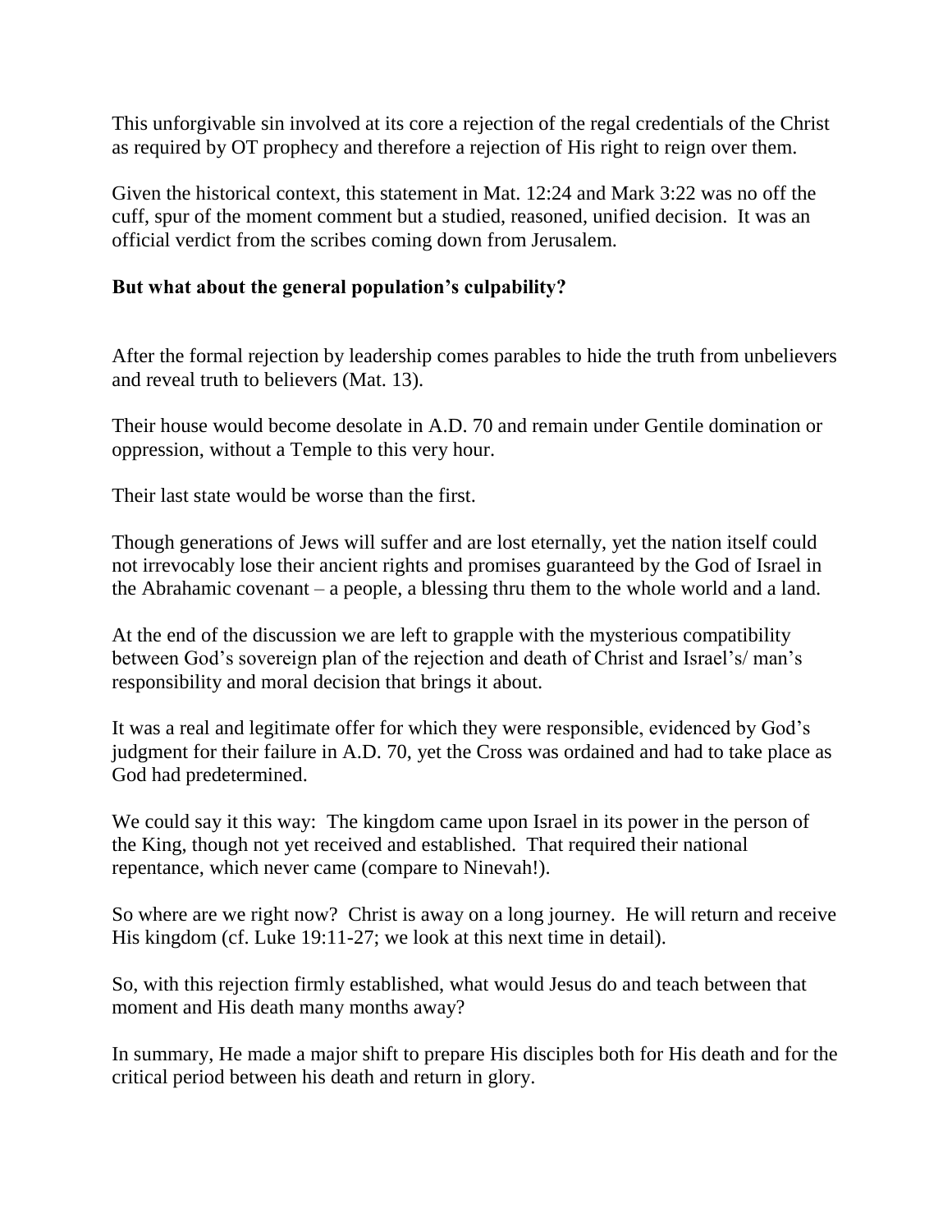This unforgivable sin involved at its core a rejection of the regal credentials of the Christ as required by OT prophecy and therefore a rejection of His right to reign over them.

Given the historical context, this statement in Mat. 12:24 and Mark 3:22 was no off the cuff, spur of the moment comment but a studied, reasoned, unified decision. It was an official verdict from the scribes coming down from Jerusalem.

**But what about the general population's culpability?**

After the formal rejection by leadership comes parables to hide the truth from unbelievers and reveal truth to believers (Mat. 13).

Their house would become desolate in A.D. 70 and remain under Gentile domination or oppression, without a Temple to this very hour.

Their last state would be worse than the first.

Though generations of Jews will suffer and are lost eternally, yet the nation itself could not irrevocably lose their ancient rights and promises guaranteed by the God of Israel in the Abrahamic covenant – a people, a blessing thru them to the whole world and a land.

At the end of the discussion we are left to grapple with the mysterious compatibility between God's sovereign plan of the rejection and death of Christ and Israel's/ man's responsibility and moral decision that brings it about.

It was a real and legitimate offer for which they were responsible, evidenced by God's judgment for their failure in A.D. 70, yet the Cross was ordained and had to take place as God had predetermined.

We could say it this way: The kingdom came upon Israel in its power in the person of the King, though not yet received and established. That required their national repentance, which never came (compare to Ninevah!).

So where are we right now? Christ is away on a long journey. He will return and receive His kingdom (cf. Luke 19:11-27; we look at this next time in detail).

So, with this rejection firmly established, what would Jesus do and teach between that moment and His death many months away?

In summary, He made a major shift to prepare His disciples both for His death and for the critical period between his death and return in glory.